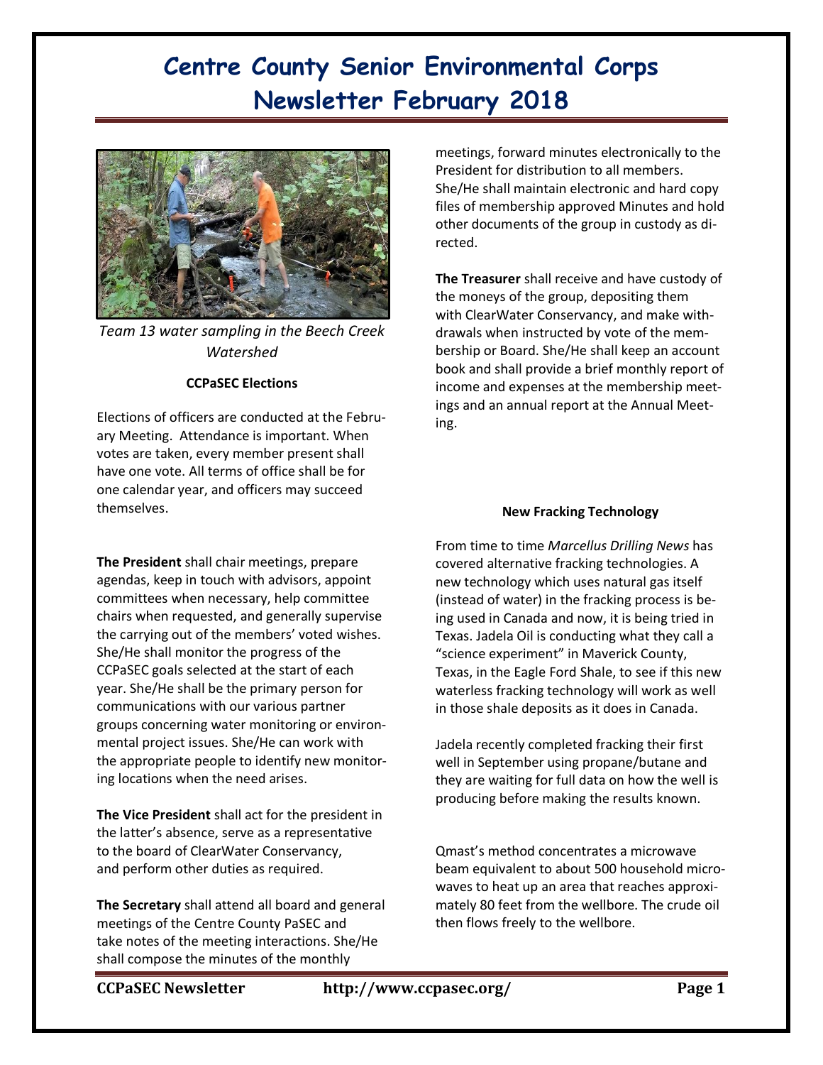# Centre County Senior Environmental Corps Newsletter February 2018

*Team 13 water sampling in the Beech Creek Watershed*

**CCPaSEC Elections**

Elections of officers are conducted at the February Meeting. Attendance is important. When votes are taken, every member present shall have one vote. All terms of office shall be for one calendar year, and officers may succeed themselves.

**The President** shall chair meetings, prepare agendas, keep in touch with advisors, appoint committees when necessary, help committee chairs when requested, and generally supervise the carrying out of the members' voted wishes. She/He shall monitor the progress of the CCPaSEC goals selected at the start of each year. She/He shall be the primary person for communications with our various partner groups concerning water monitoring or environmental project issues. She/He can work with the appropriate people to identify new monitoring locations when the need arises.

**The Vice President** shall act for the president in the latter's absence, serve as a representative to the board of ClearWater Conservancy, and perform other duties as required.

**The Secretary** shall attend all board and general meetings of the Centre County PaSEC and take notes of the meeting interactions. She/He shall compose the minutes of the monthly meetings, forward minutes electronically to the President for distribution to all members. She/He shall maintain electronic and hard copy files of membership approved Minutes and hold other documents of the group in custody as directed.

**The Treasurer** shall receive and have custody of the moneys of the group, depositing them with ClearWater Conservancy, and make withdrawals when instructed by vote of the membership or Board. She/He shall keep an account book and shall provide a brief monthly report of income and expenses at the membership meetings and an annual report at the Annual Meeting.

**New Fracking Technology**

From time to time *Marcellus Drilling News* has covered alternative fracking technologies. A new technology which uses natural gas itself (instead of water) in the fracking process is being used in Canada and now, it is being tried in Texas. Jadela Oil is conducting what they call a "science experiment" in Maverick County, Texas, in the Eagle Ford Shale, to see if this new waterless fracking technology will work as well in those shale deposits as it does in Canada.

Jadela recently completed fracking their first well in September using propane/butane and they are waiting for full data on how the well is producing before making the results known.

Qmast's method concentrates a microwave beam equivalent to about 500 household microwaves to heat up an area that reaches approximately 80 feet from the wellbore. The crude oil then flows freely to the wellbore.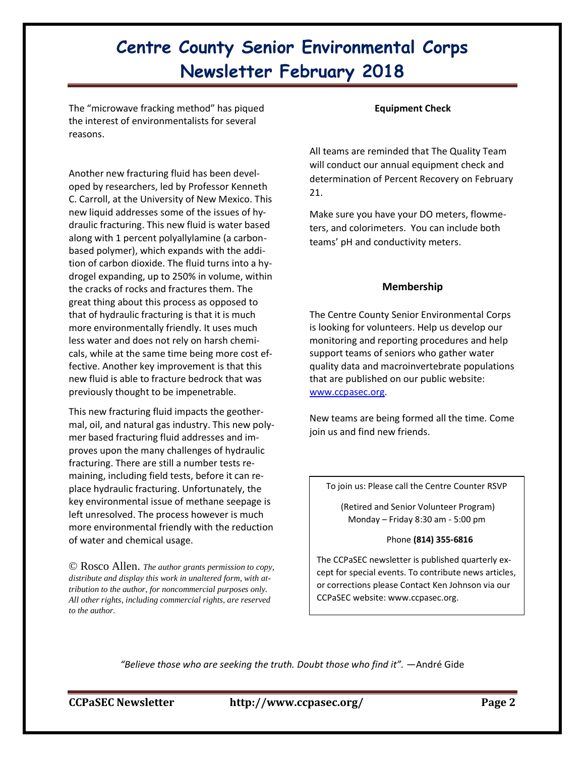# Centre County Senior Environmental Corps Newsletter February 2018

The "microwave fracking method" has piqued the interest of environmentalists for several reasons.

Another new fracturing fluid has been developed by researchers, led by Professor Kenneth C. Carroll, at the University of New Mexico. This new liquid addresses some of the issues of hydraulic fracturing. This new fluid is water based along with 1 percent polyallylamine (a carbon-based polymer), which expands with the addition of carbon dioxide. The fluid turns into a hydrogel expanding, up to 250% in volume, within the cracks of rocks and fractures them. The great thing about this process as opposed to that of hydraulic fracturing is that it is much more environmentally friendly. It uses much less water and does not rely on harsh chemicals, while at the same time being more cost effective. Another key improvement is that this new fluid is able to fracture bedrock that was previously thought to be impenetrable.

This new fracturing fluid impacts the geothermal, oil, and natural gas industry. This new polymer based fracturing fluid addresses and improves upon the many challenges of hydraulic fracturing. There are still a number tests remaining, including field tests, before it can replace hydraulic fracturing. Unfortunately, the key environmental issue of methane seepage is left unresolved. The process however is much more environmental friendly with the reduction of water and chemical usage.

© Rosco Allen. *The author grants permission to copy, distribute and display this work in unaltered form, with attribution to the author, for noncommercial purposes only. All other rights, including commercial rights, are reserved to the author.*

**Equipment Check**

All teams are reminded that The Quality Team will conduct our annual equipment check and determination of Percent Recovery on February 21.

Make sure you have your DO meters, flowmeters, and colorimeters. You can include both teams' pH and conductivity meters.

**Membership**

The Centre County Senior Environmental Corps is looking for volunteers. Help us develop our monitoring and reporting procedures and help support teams of seniors who gather water quality data and macroinvertebrate populations that are published on our public website: [www.ccpasec.org](http://www.ccpasec.org).

New teams are being formed all the time. Come join us and find new friends.

To join us: Please call the Centre Counter RSVP

(Retired and Senior Volunteer Program)
Monday – Friday 8:30 am - 5:00 pm

Phone **(814) 355-6816**

The CCPaSEC newsletter is published quarterly except for special events. To contribute news articles, or corrections please Contact Ken Johnson via our CCPaSEC website: www.ccpasec.org.

*"Believe those who are seeking the truth. Doubt those who find it".* —André Gide